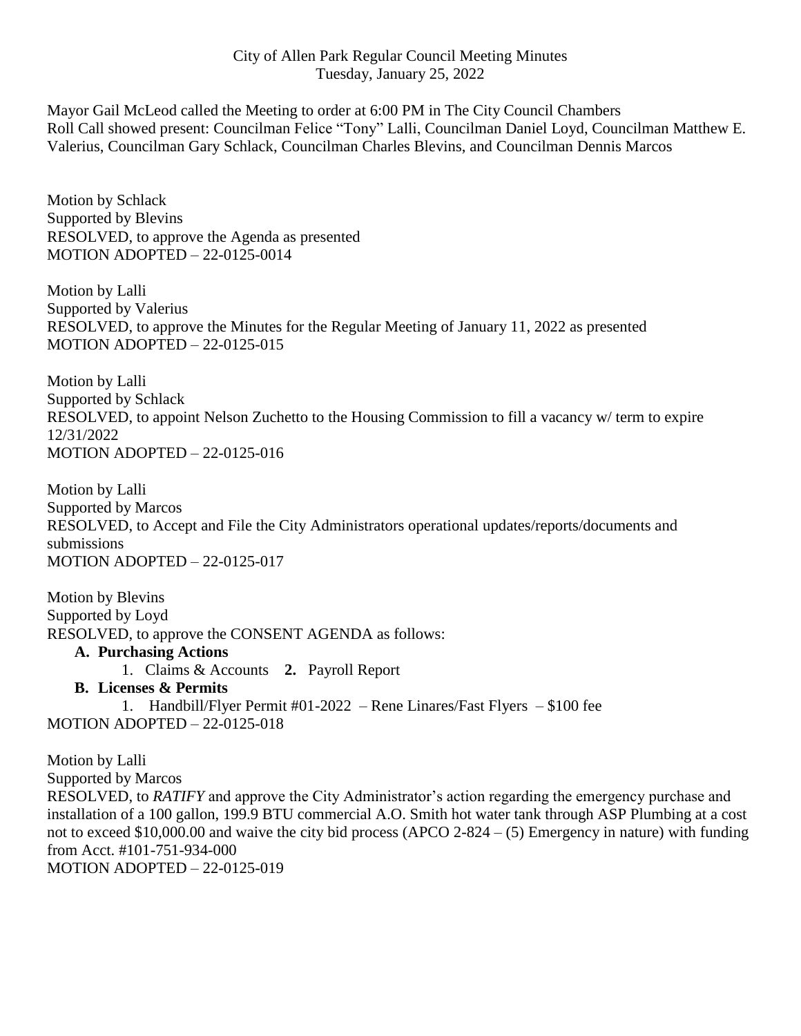City of Allen Park Regular Council Meeting Minutes
Tuesday, January 25, 2022

Mayor Gail McLeod called the Meeting to order at 6:00 PM in The City Council Chambers
Roll Call showed present: Councilman Felice "Tony" Lalli, Councilman Daniel Loyd, Councilman Matthew E. Valerius, Councilman Gary Schlack, Councilman Charles Blevins, and Councilman Dennis Marcos

Motion by Schlack
Supported by Blevins
RESOLVED, to approve the Agenda as presented
MOTION ADOPTED – 22-0125-0014

Motion by Lalli
Supported by Valerius
RESOLVED, to approve the Minutes for the Regular Meeting of January 11, 2022 as presented
MOTION ADOPTED – 22-0125-015

Motion by Lalli
Supported by Schlack
RESOLVED, to appoint Nelson Zuchetto to the Housing Commission to fill a vacancy w/ term to expire 12/31/2022
MOTION ADOPTED – 22-0125-016

Motion by Lalli
Supported by Marcos
RESOLVED, to Accept and File the City Administrators operational updates/reports/documents and submissions
MOTION ADOPTED – 22-0125-017

Motion by Blevins
Supported by Loyd
RESOLVED, to approve the CONSENT AGENDA as follows:

**A. Purchasing Actions**

1. Claims & Accounts **2.** Payroll Report

**B. Licenses & Permits**

1. Handbill/Flyer Permit #01-2022 – Rene Linares/Fast Flyers – $100 fee

MOTION ADOPTED – 22-0125-018

Motion by Lalli
Supported by Marcos
RESOLVED, to *RATIFY* and approve the City Administrator's action regarding the emergency purchase and installation of a 100 gallon, 199.9 BTU commercial A.O. Smith hot water tank through ASP Plumbing at a cost not to exceed $10,000.00 and waive the city bid process (APCO 2-824 – (5) Emergency in nature) with funding from Acct. #101-751-934-000
MOTION ADOPTED – 22-0125-019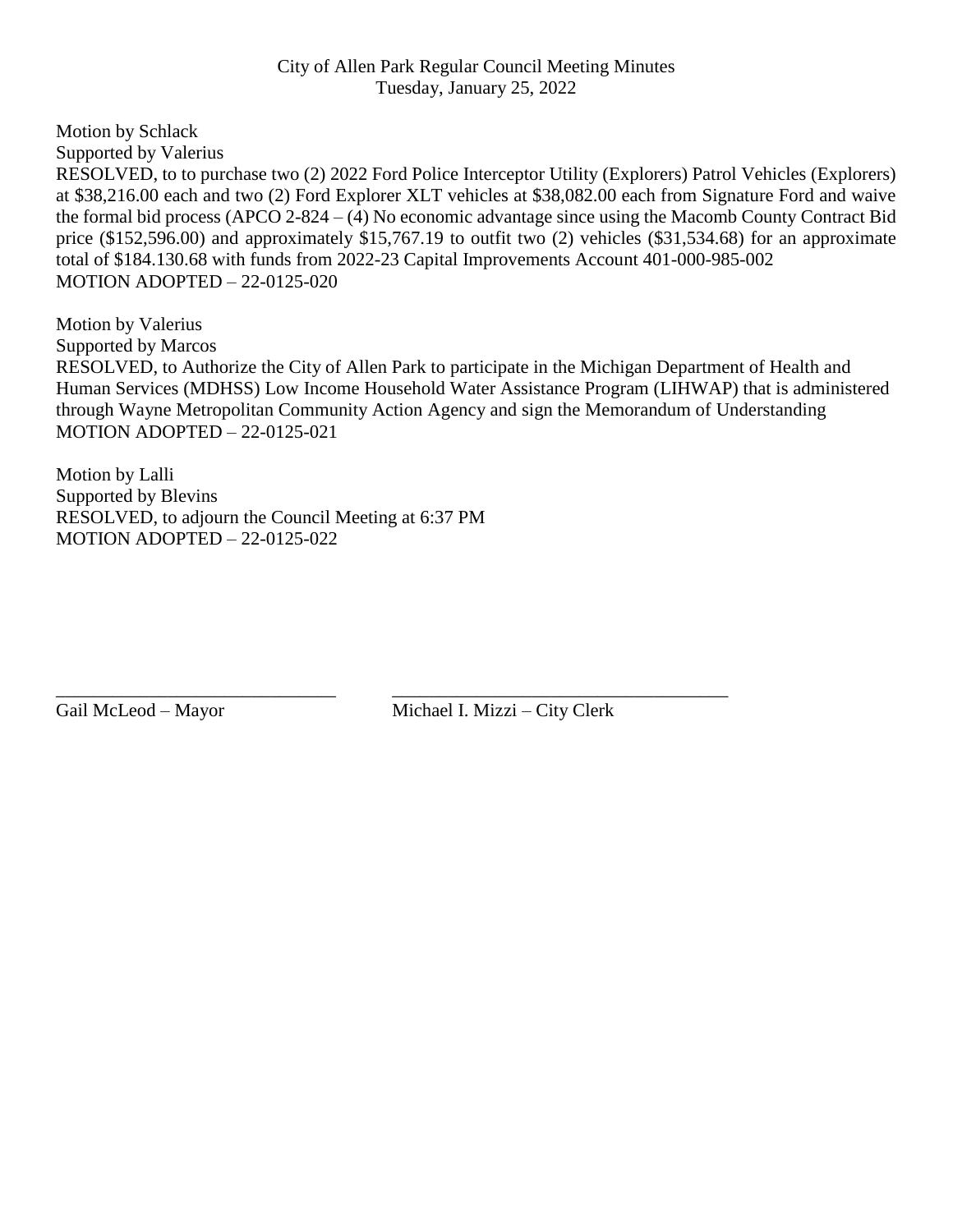City of Allen Park Regular Council Meeting Minutes
Tuesday, January 25, 2022

Motion by Schlack
Supported by Valerius
RESOLVED, to to purchase two (2) 2022 Ford Police Interceptor Utility (Explorers) Patrol Vehicles (Explorers) at $38,216.00 each and two (2) Ford Explorer XLT vehicles at $38,082.00 each from Signature Ford and waive the formal bid process (APCO 2-824 – (4) No economic advantage since using the Macomb County Contract Bid price ($152,596.00) and approximately $15,767.19 to outfit two (2) vehicles ($31,534.68) for an approximate total of $184.130.68 with funds from 2022-23 Capital Improvements Account 401-000-985-002
MOTION ADOPTED – 22-0125-020

Motion by Valerius
Supported by Marcos
RESOLVED, to Authorize the City of Allen Park to participate in the Michigan Department of Health and Human Services (MDHSS) Low Income Household Water Assistance Program (LIHWAP) that is administered through Wayne Metropolitan Community Action Agency and sign the Memorandum of Understanding
MOTION ADOPTED – 22-0125-021

Motion by Lalli
Supported by Blevins
RESOLVED, to adjourn the Council Meeting at 6:37 PM
MOTION ADOPTED – 22-0125-022

_______________________________ _____________________________________
Gail McLeod – Mayor Michael I. Mizzi – City Clerk